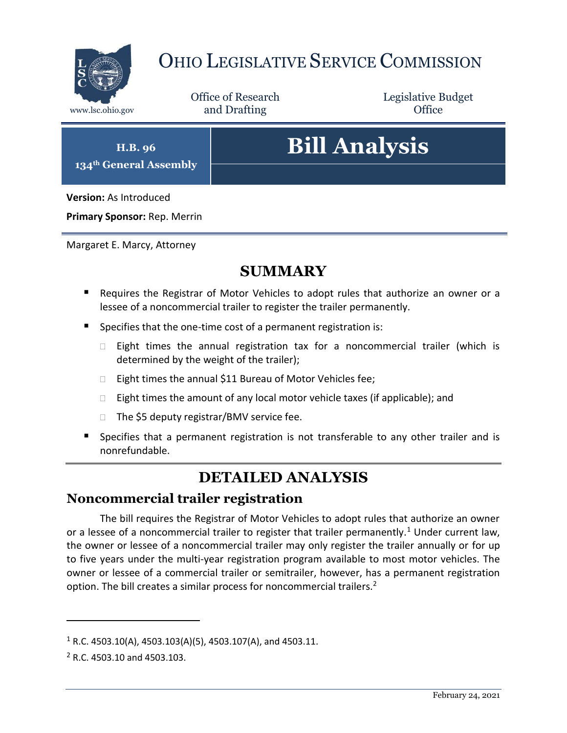# OHIO LEGISLATIVE SERVICE COMMISSION

www.lsc.ohio.gov

Office of Research and Drafting

Legislative Budget Office

**H.B. 96**
**134th General Assembly**

# Bill Analysis

**Version:** As Introduced

**Primary Sponsor:** Rep. Merrin

Margaret E. Marcy, Attorney

## SUMMARY

- Requires the Registrar of Motor Vehicles to adopt rules that authorize an owner or a lessee of a noncommercial trailer to register the trailer permanently.
- Specifies that the one-time cost of a permanent registration is:
  - Eight times the annual registration tax for a noncommercial trailer (which is determined by the weight of the trailer);
  - Eight times the annual $11 Bureau of Motor Vehicles fee;
  - Eight times the amount of any local motor vehicle taxes (if applicable); and
  - The $5 deputy registrar/BMV service fee.
- Specifies that a permanent registration is not transferable to any other trailer and is nonrefundable.

## DETAILED ANALYSIS

### Noncommercial trailer registration

The bill requires the Registrar of Motor Vehicles to adopt rules that authorize an owner or a lessee of a noncommercial trailer to register that trailer permanently.[1] Under current law, the owner or lessee of a noncommercial trailer may only register the trailer annually or for up to five years under the multi-year registration program available to most motor vehicles. The owner or lessee of a commercial trailer or semitrailer, however, has a permanent registration option. The bill creates a similar process for noncommercial trailers.[2]

---

[1] R.C. 4503.10(A), 4503.103(A)(5), 4503.107(A), and 4503.11.

[2] R.C. 4503.10 and 4503.103.

February 24, 2021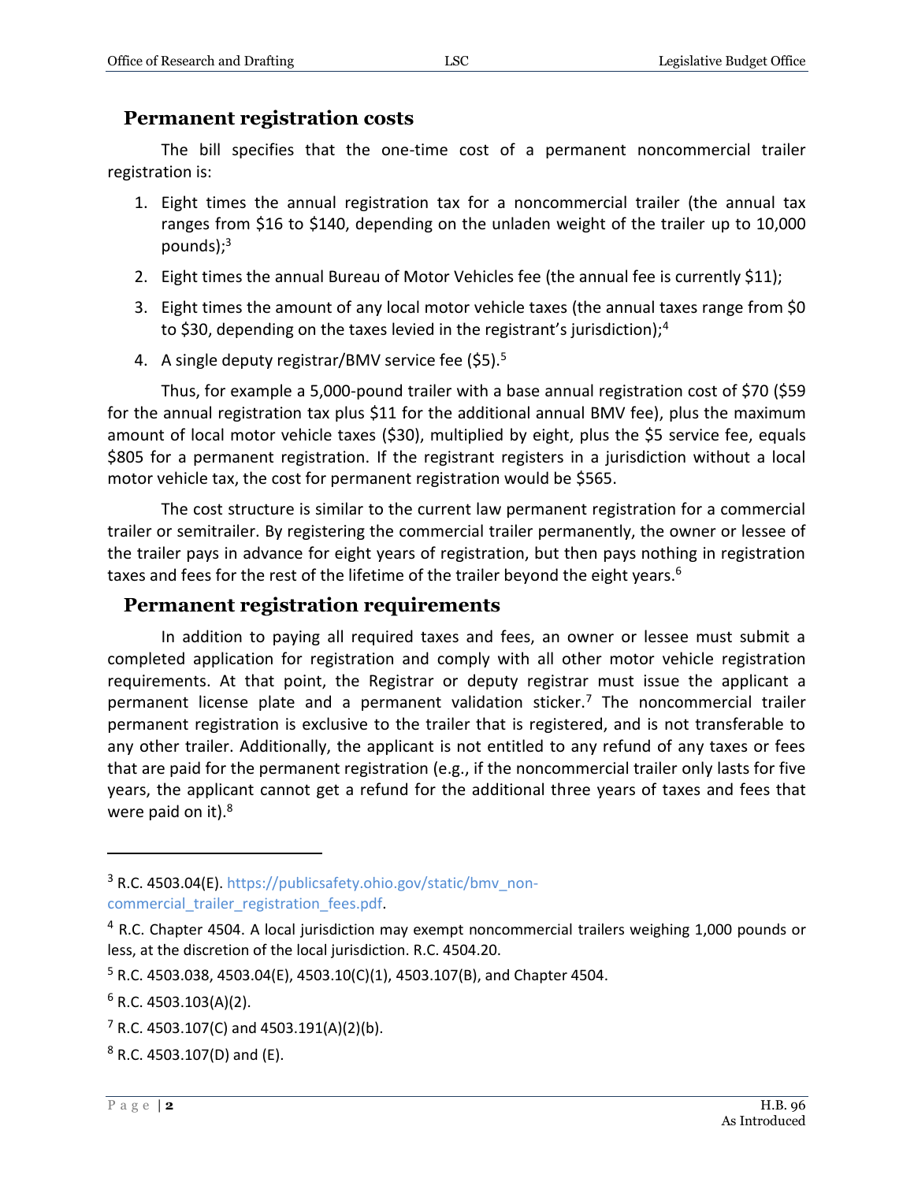## Permanent registration costs

The bill specifies that the one-time cost of a permanent noncommercial trailer registration is:

1. Eight times the annual registration tax for a noncommercial trailer (the annual tax ranges from $16 to $140, depending on the unladen weight of the trailer up to 10,000 pounds);[3]
2. Eight times the annual Bureau of Motor Vehicles fee (the annual fee is currently $11);
3. Eight times the amount of any local motor vehicle taxes (the annual taxes range from $0 to $30, depending on the taxes levied in the registrant's jurisdiction);[4]
4. A single deputy registrar/BMV service fee ($5).[5]

Thus, for example a 5,000-pound trailer with a base annual registration cost of $70 ($59 for the annual registration tax plus $11 for the additional annual BMV fee), plus the maximum amount of local motor vehicle taxes ($30), multiplied by eight, plus the $5 service fee, equals $805 for a permanent registration. If the registrant registers in a jurisdiction without a local motor vehicle tax, the cost for permanent registration would be $565.

The cost structure is similar to the current law permanent registration for a commercial trailer or semitrailer. By registering the commercial trailer permanently, the owner or lessee of the trailer pays in advance for eight years of registration, but then pays nothing in registration taxes and fees for the rest of the lifetime of the trailer beyond the eight years.[6]

## Permanent registration requirements

In addition to paying all required taxes and fees, an owner or lessee must submit a completed application for registration and comply with all other motor vehicle registration requirements. At that point, the Registrar or deputy registrar must issue the applicant a permanent license plate and a permanent validation sticker.[7] The noncommercial trailer permanent registration is exclusive to the trailer that is registered, and is not transferable to any other trailer. Additionally, the applicant is not entitled to any refund of any taxes or fees that are paid for the permanent registration (e.g., if the noncommercial trailer only lasts for five years, the applicant cannot get a refund for the additional three years of taxes and fees that were paid on it).[8]

---

[3] R.C. 4503.04(E). https://publicsafety.ohio.gov/static/bmv_non-commercial_trailer_registration_fees.pdf.

[4] R.C. Chapter 4504. A local jurisdiction may exempt noncommercial trailers weighing 1,000 pounds or less, at the discretion of the local jurisdiction. R.C. 4504.20.

[5] R.C. 4503.038, 4503.04(E), 4503.10(C)(1), 4503.107(B), and Chapter 4504.

[6] R.C. 4503.103(A)(2).

[7] R.C. 4503.107(C) and 4503.191(A)(2)(b).

[8] R.C. 4503.107(D) and (E).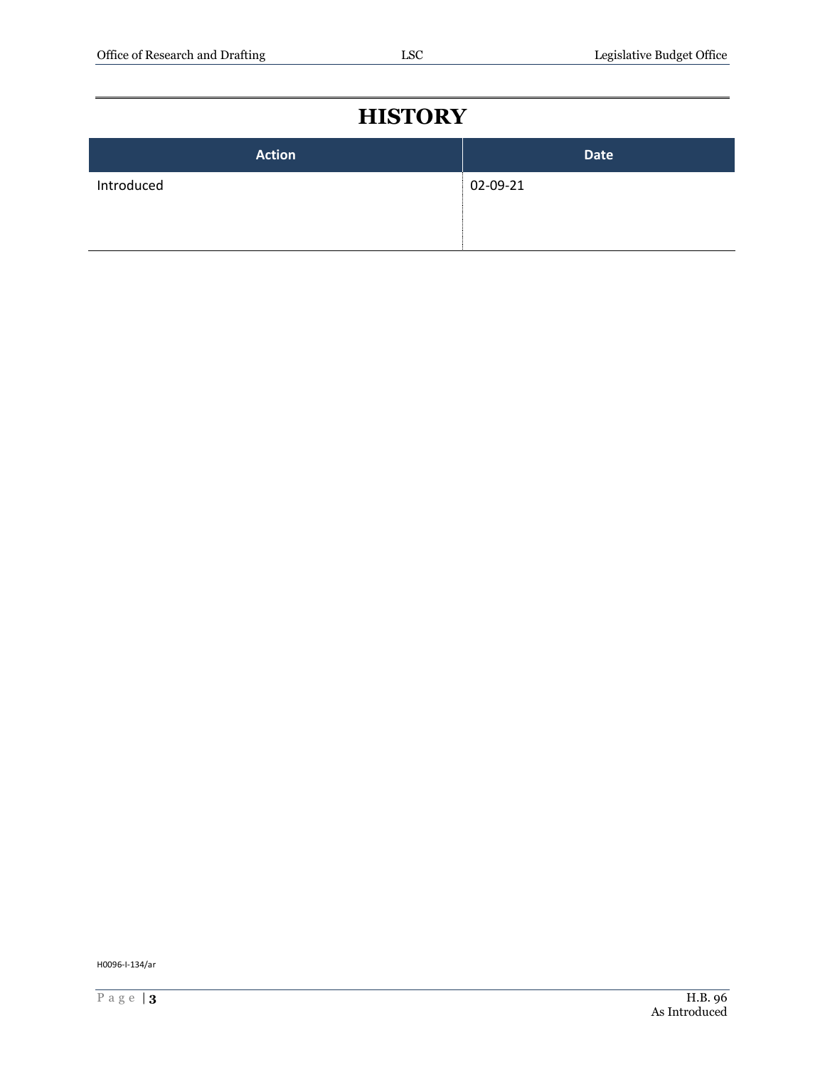# HISTORY

| Action | Date |
| --- | --- |
| Introduced | 02-09-21 |

H0096-I-134/ar